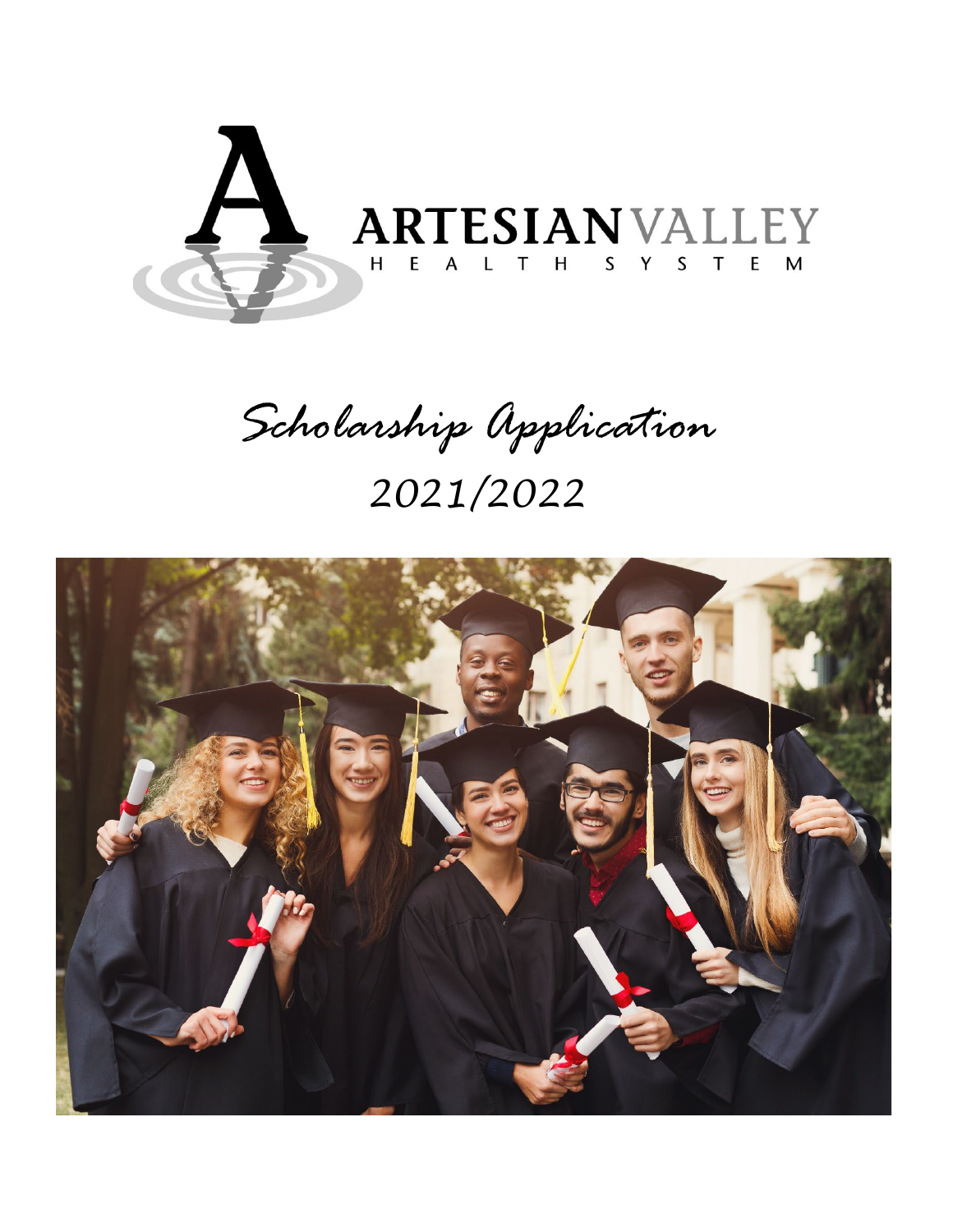# ARTESIAN VALLEY
HEALTH SYSTEM

# Scholarship Application
## 2021/2022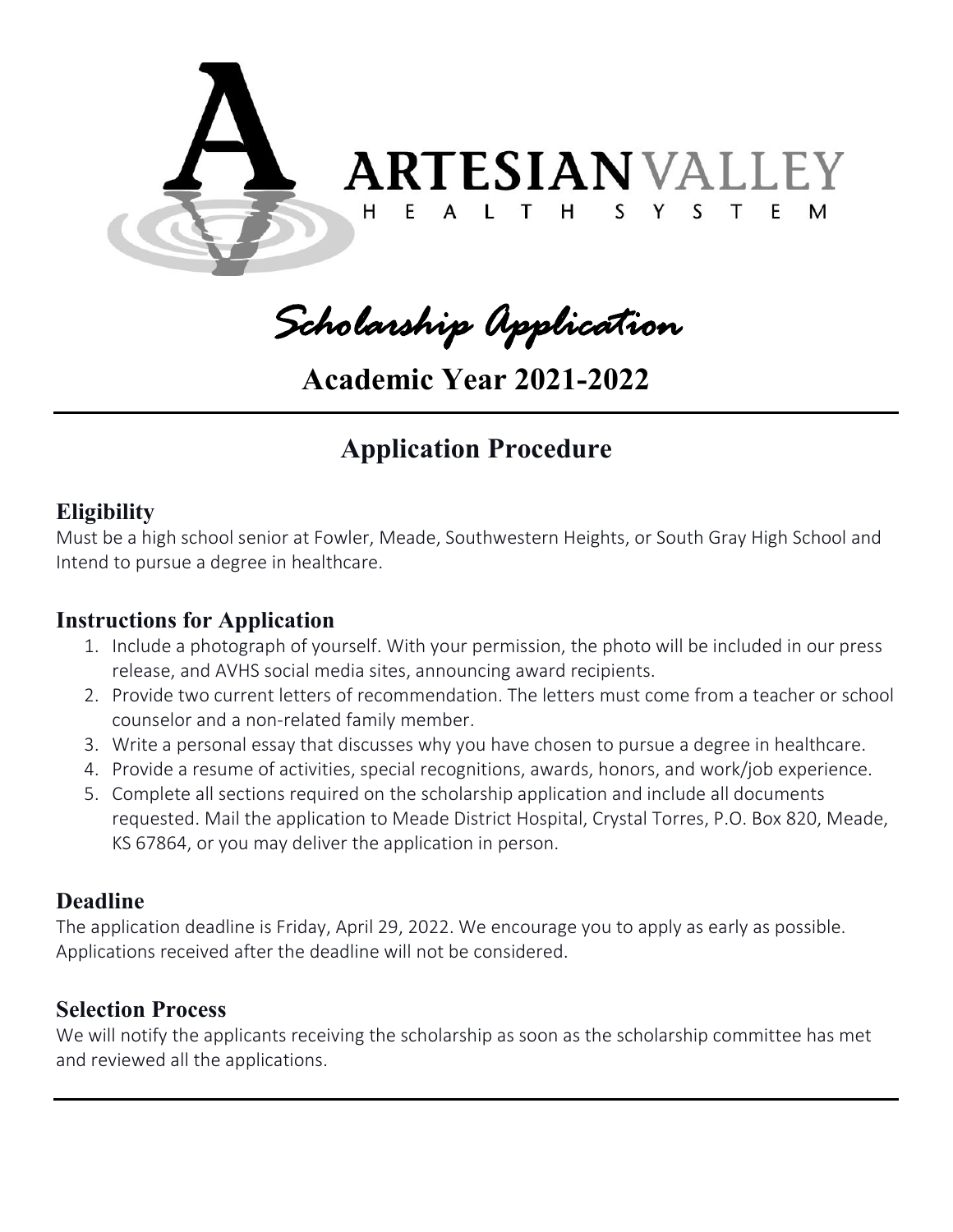# ARTESIAN VALLEY HEALTH SYSTEM

## *Scholarship Application*

## Academic Year 2021-2022

---

## Application Procedure

### Eligibility

Must be a high school senior at Fowler, Meade, Southwestern Heights, or South Gray High School and Intend to pursue a degree in healthcare.

### Instructions for Application

1. Include a photograph of yourself. With your permission, the photo will be included in our press release, and AVHS social media sites, announcing award recipients.
2. Provide two current letters of recommendation. The letters must come from a teacher or school counselor and a non-related family member.
3. Write a personal essay that discusses why you have chosen to pursue a degree in healthcare.
4. Provide a resume of activities, special recognitions, awards, honors, and work/job experience.
5. Complete all sections required on the scholarship application and include all documents requested. Mail the application to Meade District Hospital, Crystal Torres, P.O. Box 820, Meade, KS 67864, or you may deliver the application in person.

### Deadline

The application deadline is Friday, April 29, 2022. We encourage you to apply as early as possible. Applications received after the deadline will not be considered.

### Selection Process

We will notify the applicants receiving the scholarship as soon as the scholarship committee has met and reviewed all the applications.

---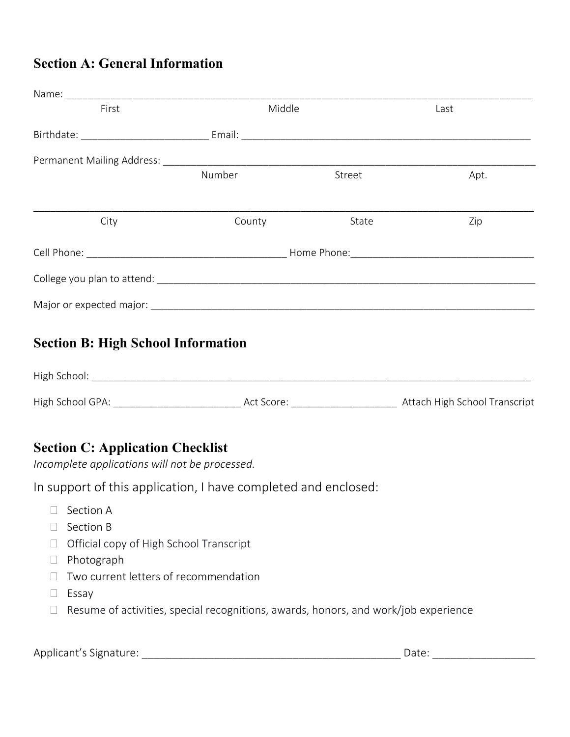## Section A: General Information

Name: ______________________________________________________________________________

First Middle Last

Birthdate: _______________________ Email: ____________________________________________________

Permanent Mailing Address: ____________________________________________________________________

Number Street Apt.

_____________________________________________________________________________________________

City County State Zip

Cell Phone: _____________________________________ Home Phone:_________________________________

College you plan to attend: _____________________________________________________________________

Major or expected major: _______________________________________________________________________

## Section B: High School Information

High School: ________________________________________________________________________________

High School GPA: _______________________ Act Score: ___________________ Attach High School Transcript

## Section C: Application Checklist

*Incomplete applications will not be processed.*

In support of this application, I have completed and enclosed:

- ☐ Section A
- ☐ Section B
- ☐ Official copy of High School Transcript
- ☐ Photograph
- ☐ Two current letters of recommendation
- ☐ Essay
- ☐ Resume of activities, special recognitions, awards, honors, and work/job experience

Applicant's Signature: _____________________________________________ Date: _________________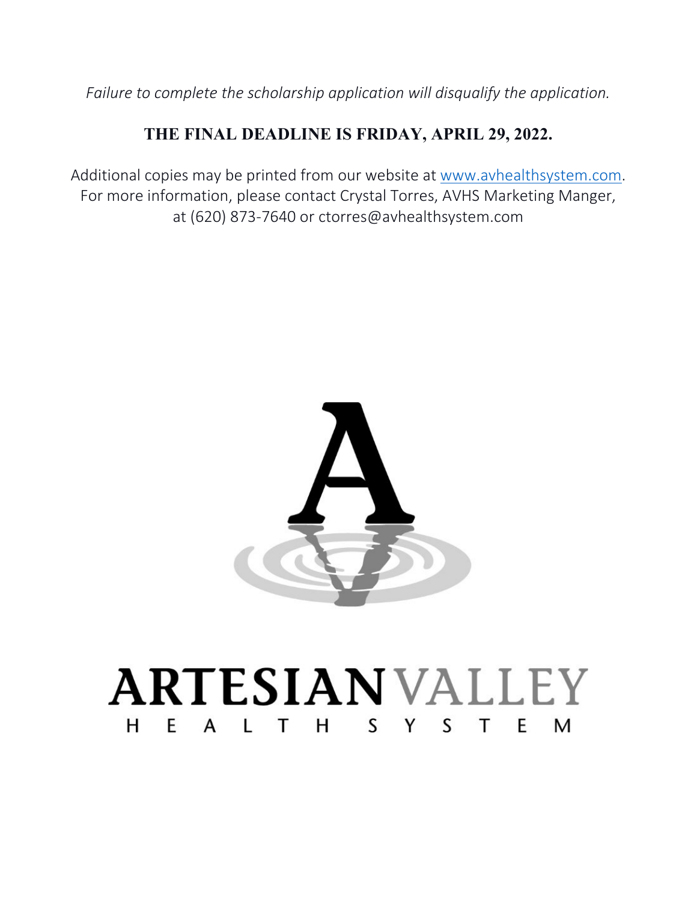*Failure to complete the scholarship application will disqualify the application.*

**THE FINAL DEADLINE IS FRIDAY, APRIL 29, 2022.**

Additional copies may be printed from our website at [www.avhealthsystem.com](http://www.avhealthsystem.com). For more information, please contact Crystal Torres, AVHS Marketing Manger, at (620) 873-7640 or ctorres@avhealthsystem.com

ARTESIAN VALLEY

HEALTH SYSTEM